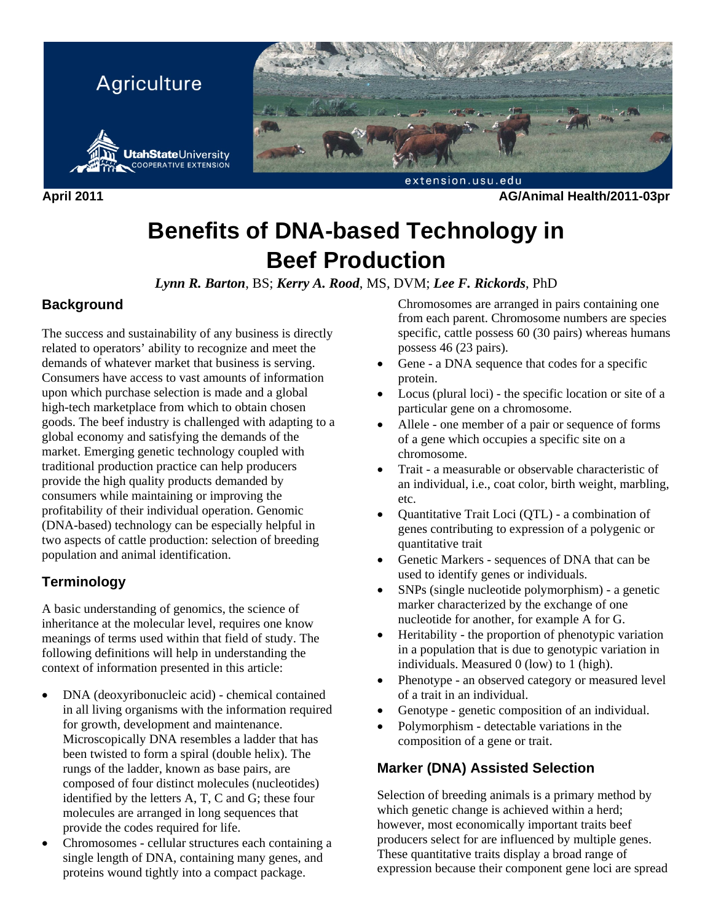April 2011 AG/Animal Health/2011-03pr

# Benefits of DNA-based Technology in Beef Production

***Lynn R. Barton***, BS; ***Kerry A. Rood***, MS, DVM; ***Lee F. Rickords***, PhD

## Background

The success and sustainability of any business is directly related to operators' ability to recognize and meet the demands of whatever market that business is serving. Consumers have access to vast amounts of information upon which purchase selection is made and a global high-tech marketplace from which to obtain chosen goods. The beef industry is challenged with adapting to a global economy and satisfying the demands of the market. Emerging genetic technology coupled with traditional production practice can help producers provide the high quality products demanded by consumers while maintaining or improving the profitability of their individual operation. Genomic (DNA-based) technology can be especially helpful in two aspects of cattle production: selection of breeding population and animal identification.

## Terminology

A basic understanding of genomics, the science of inheritance at the molecular level, requires one know meanings of terms used within that field of study. The following definitions will help in understanding the context of information presented in this article:

- DNA (deoxyribonucleic acid) - chemical contained in all living organisms with the information required for growth, development and maintenance. Microscopically DNA resembles a ladder that has been twisted to form a spiral (double helix). The rungs of the ladder, known as base pairs, are composed of four distinct molecules (nucleotides) identified by the letters A, T, C and G; these four molecules are arranged in long sequences that provide the codes required for life.
- Chromosomes - cellular structures each containing a single length of DNA, containing many genes, and proteins wound tightly into a compact package. Chromosomes are arranged in pairs containing one from each parent. Chromosome numbers are species specific, cattle possess 60 (30 pairs) whereas humans possess 46 (23 pairs).
- Gene - a DNA sequence that codes for a specific protein.
- Locus (plural loci) - the specific location or site of a particular gene on a chromosome.
- Allele - one member of a pair or sequence of forms of a gene which occupies a specific site on a chromosome.
- Trait - a measurable or observable characteristic of an individual, i.e., coat color, birth weight, marbling, etc.
- Quantitative Trait Loci (QTL) - a combination of genes contributing to expression of a polygenic or quantitative trait
- Genetic Markers - sequences of DNA that can be used to identify genes or individuals.
- SNPs (single nucleotide polymorphism) - a genetic marker characterized by the exchange of one nucleotide for another, for example A for G.
- Heritability - the proportion of phenotypic variation in a population that is due to genotypic variation in individuals. Measured 0 (low) to 1 (high).
- Phenotype - an observed category or measured level of a trait in an individual.
- Genotype - genetic composition of an individual.
- Polymorphism - detectable variations in the composition of a gene or trait.

## Marker (DNA) Assisted Selection

Selection of breeding animals is a primary method by which genetic change is achieved within a herd; however, most economically important traits beef producers select for are influenced by multiple genes. These quantitative traits display a broad range of expression because their component gene loci are spread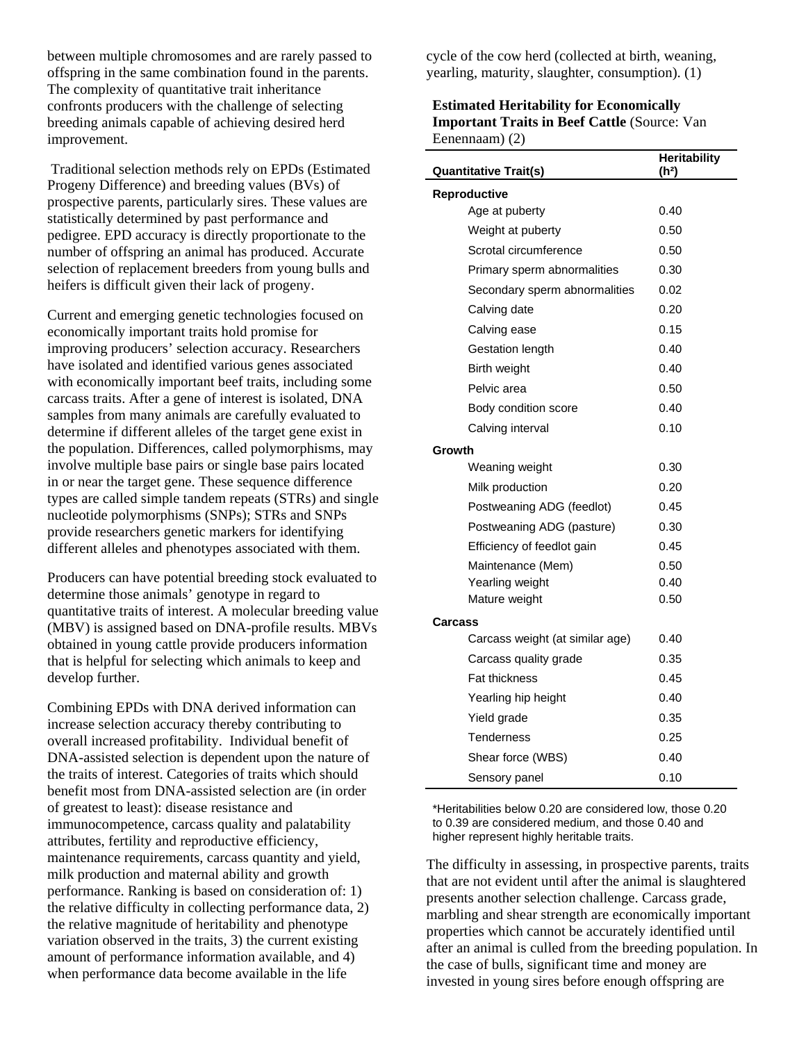between multiple chromosomes and are rarely passed to offspring in the same combination found in the parents. The complexity of quantitative trait inheritance confronts producers with the challenge of selecting breeding animals capable of achieving desired herd improvement.

Traditional selection methods rely on EPDs (Estimated Progeny Difference) and breeding values (BVs) of prospective parents, particularly sires. These values are statistically determined by past performance and pedigree. EPD accuracy is directly proportionate to the number of offspring an animal has produced. Accurate selection of replacement breeders from young bulls and heifers is difficult given their lack of progeny.

Current and emerging genetic technologies focused on economically important traits hold promise for improving producers' selection accuracy. Researchers have isolated and identified various genes associated with economically important beef traits, including some carcass traits. After a gene of interest is isolated, DNA samples from many animals are carefully evaluated to determine if different alleles of the target gene exist in the population. Differences, called polymorphisms, may involve multiple base pairs or single base pairs located in or near the target gene. These sequence difference types are called simple tandem repeats (STRs) and single nucleotide polymorphisms (SNPs); STRs and SNPs provide researchers genetic markers for identifying different alleles and phenotypes associated with them.

Producers can have potential breeding stock evaluated to determine those animals' genotype in regard to quantitative traits of interest. A molecular breeding value (MBV) is assigned based on DNA-profile results. MBVs obtained in young cattle provide producers information that is helpful for selecting which animals to keep and develop further.

Combining EPDs with DNA derived information can increase selection accuracy thereby contributing to overall increased profitability. Individual benefit of DNA-assisted selection is dependent upon the nature of the traits of interest. Categories of traits which should benefit most from DNA-assisted selection are (in order of greatest to least): disease resistance and immunocompetence, carcass quality and palatability attributes, fertility and reproductive efficiency, maintenance requirements, carcass quantity and yield, milk production and maternal ability and growth performance. Ranking is based on consideration of: 1) the relative difficulty in collecting performance data, 2) the relative magnitude of heritability and phenotype variation observed in the traits, 3) the current existing amount of performance information available, and 4) when performance data become available in the life cycle of the cow herd (collected at birth, weaning, yearling, maturity, slaughter, consumption). (1)

**Estimated Heritability for Economically Important Traits in Beef Cattle** (Source: Van Eenennaam) (2)

| Quantitative Trait(s) | Heritability ($h^2$) |
|---|---|
| **Reproductive** | |
| Age at puberty | 0.40 |
| Weight at puberty | 0.50 |
| Scrotal circumference | 0.50 |
| Primary sperm abnormalities | 0.30 |
| Secondary sperm abnormalities | 0.02 |
| Calving date | 0.20 |
| Calving ease | 0.15 |
| Gestation length | 0.40 |
| Birth weight | 0.40 |
| Pelvic area | 0.50 |
| Body condition score | 0.40 |
| Calving interval | 0.10 |
| **Growth** | |
| Weaning weight | 0.30 |
| Milk production | 0.20 |
| Postweaning ADG (feedlot) | 0.45 |
| Postweaning ADG (pasture) | 0.30 |
| Efficiency of feedlot gain | 0.45 |
| Maintenance (Mem) | 0.50 |
| Yearling weight | 0.40 |
| Mature weight | 0.50 |
| **Carcass** | |
| Carcass weight (at similar age) | 0.40 |
| Carcass quality grade | 0.35 |
| Fat thickness | 0.45 |
| Yearling hip height | 0.40 |
| Yield grade | 0.35 |
| Tenderness | 0.25 |
| Shear force (WBS) | 0.40 |
| Sensory panel | 0.10 |

*Heritabilities below 0.20 are considered low, those 0.20 to 0.39 are considered medium, and those 0.40 and higher represent highly heritable traits.

The difficulty in assessing, in prospective parents, traits that are not evident until after the animal is slaughtered presents another selection challenge. Carcass grade, marbling and shear strength are economically important properties which cannot be accurately identified until after an animal is culled from the breeding population. In the case of bulls, significant time and money are invested in young sires before enough offspring are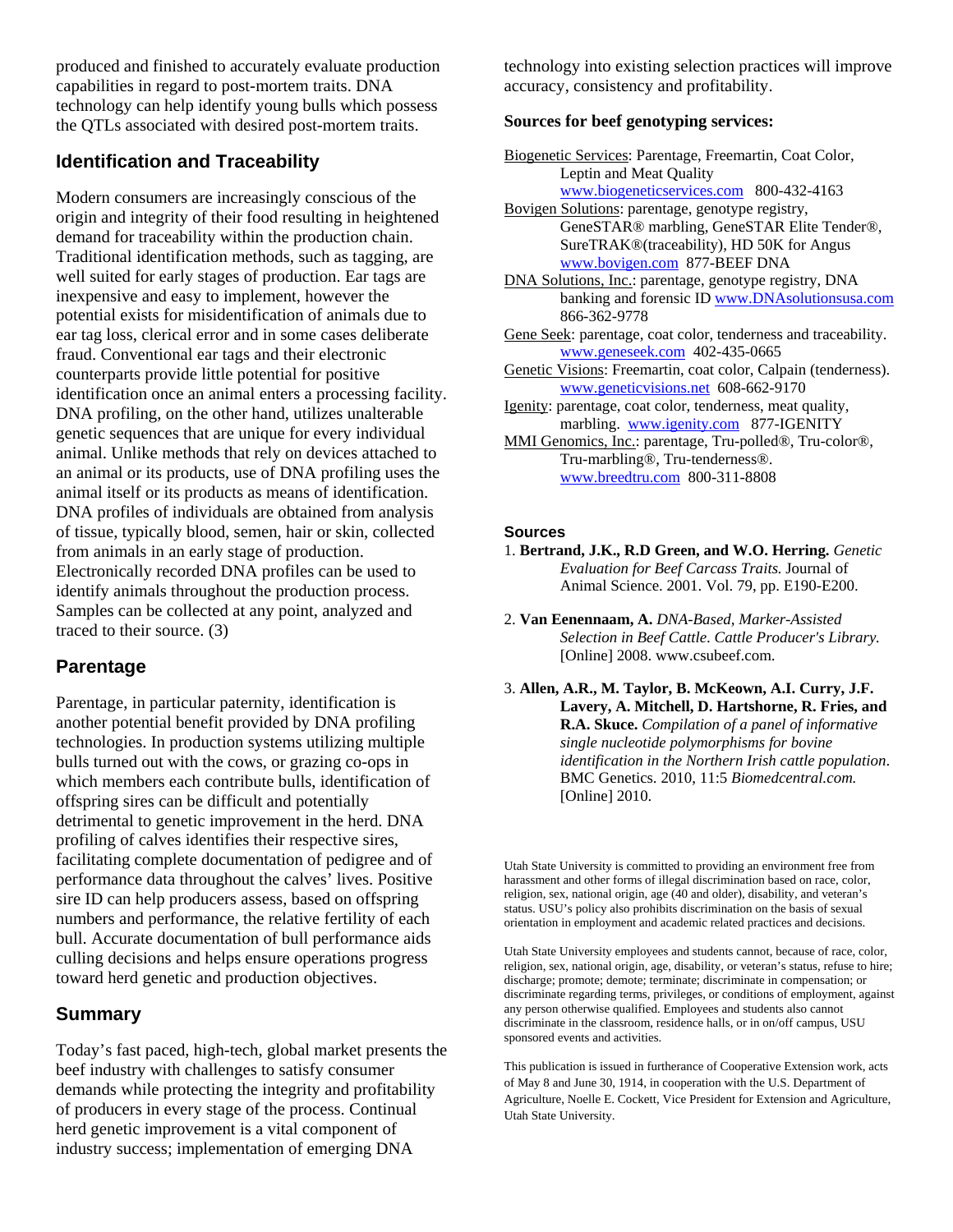produced and finished to accurately evaluate production capabilities in regard to post-mortem traits. DNA technology can help identify young bulls which possess the QTLs associated with desired post-mortem traits.

## Identification and Traceability

Modern consumers are increasingly conscious of the origin and integrity of their food resulting in heightened demand for traceability within the production chain. Traditional identification methods, such as tagging, are well suited for early stages of production. Ear tags are inexpensive and easy to implement, however the potential exists for misidentification of animals due to ear tag loss, clerical error and in some cases deliberate fraud. Conventional ear tags and their electronic counterparts provide little potential for positive identification once an animal enters a processing facility. DNA profiling, on the other hand, utilizes unalterable genetic sequences that are unique for every individual animal. Unlike methods that rely on devices attached to an animal or its products, use of DNA profiling uses the animal itself or its products as means of identification. DNA profiles of individuals are obtained from analysis of tissue, typically blood, semen, hair or skin, collected from animals in an early stage of production. Electronically recorded DNA profiles can be used to identify animals throughout the production process. Samples can be collected at any point, analyzed and traced to their source. (3)

## Parentage

Parentage, in particular paternity, identification is another potential benefit provided by DNA profiling technologies. In production systems utilizing multiple bulls turned out with the cows, or grazing co-ops in which members each contribute bulls, identification of offspring sires can be difficult and potentially detrimental to genetic improvement in the herd. DNA profiling of calves identifies their respective sires, facilitating complete documentation of pedigree and of performance data throughout the calves' lives. Positive sire ID can help producers assess, based on offspring numbers and performance, the relative fertility of each bull. Accurate documentation of bull performance aids culling decisions and helps ensure operations progress toward herd genetic and production objectives.

## Summary

Today's fast paced, high-tech, global market presents the beef industry with challenges to satisfy consumer demands while protecting the integrity and profitability of producers in every stage of the process. Continual herd genetic improvement is a vital component of industry success; implementation of emerging DNA technology into existing selection practices will improve accuracy, consistency and profitability.

**Sources for beef genotyping services:**

Biogenetic Services: Parentage, Freemartin, Coat Color, Leptin and Meat Quality www.biogeneticservices.com 800-432-4163

Bovigen Solutions: parentage, genotype registry, GeneSTAR® marbling, GeneSTAR Elite Tender®, SureTRAK®(traceability), HD 50K for Angus www.bovigen.com 877-BEEF DNA

DNA Solutions, Inc.: parentage, genotype registry, DNA banking and forensic ID www.DNAsolutionsusa.com 866-362-9778

Gene Seek: parentage, coat color, tenderness and traceability. www.geneseek.com 402-435-0665

Genetic Visions: Freemartin, coat color, Calpain (tenderness). www.geneticvisions.net 608-662-9170

Igenity: parentage, coat color, tenderness, meat quality, marbling. www.igenity.com 877-IGENITY

MMI Genomics, Inc.: parentage, Tru-polled®, Tru-color®, Tru-marbling®, Tru-tenderness®. www.breedtru.com 800-311-8808

## Sources

1. **Bertrand, J.K., R.D Green, and W.O. Herring.** *Genetic Evaluation for Beef Carcass Traits.* Journal of Animal Science. 2001. Vol. 79, pp. E190-E200.

2. **Van Eenennaam, A.** *DNA-Based, Marker-Assisted Selection in Beef Cattle. Cattle Producer's Library.* [Online] 2008. www.csubeef.com.

3. **Allen, A.R., M. Taylor, B. McKeown, A.I. Curry, J.F. Lavery, A. Mitchell, D. Hartshorne, R. Fries, and R.A. Skuce.** *Compilation of a panel of informative single nucleotide polymorphisms for bovine identification in the Northern Irish cattle population*. BMC Genetics. 2010, 11:5 *Biomedcentral.com.* [Online] 2010.

Utah State University is committed to providing an environment free from harassment and other forms of illegal discrimination based on race, color, religion, sex, national origin, age (40 and older), disability, and veteran's status. USU's policy also prohibits discrimination on the basis of sexual orientation in employment and academic related practices and decisions.

Utah State University employees and students cannot, because of race, color, religion, sex, national origin, age, disability, or veteran's status, refuse to hire; discharge; promote; demote; terminate; discriminate in compensation; or discriminate regarding terms, privileges, or conditions of employment, against any person otherwise qualified. Employees and students also cannot discriminate in the classroom, residence halls, or in on/off campus, USU sponsored events and activities.

This publication is issued in furtherance of Cooperative Extension work, acts of May 8 and June 30, 1914, in cooperation with the U.S. Department of Agriculture, Noelle E. Cockett, Vice President for Extension and Agriculture, Utah State University.